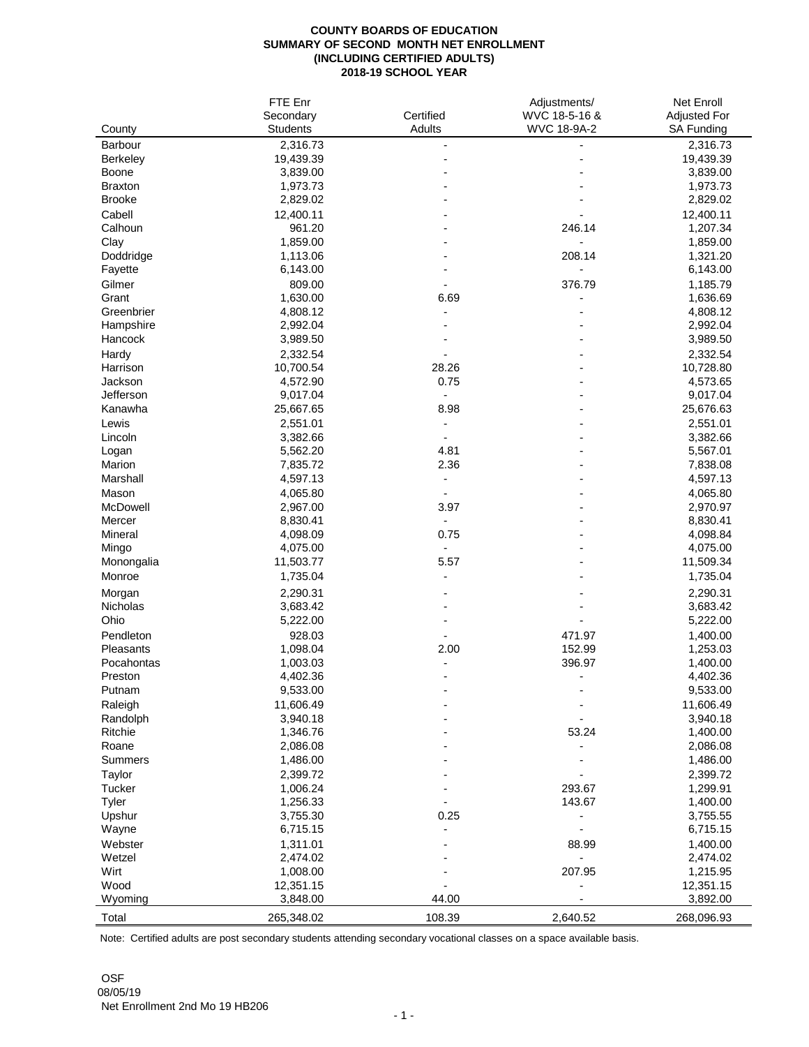# COUNTY BOARDS OF EDUCATION
## SUMMARY OF SECOND MONTH NET ENROLLMENT
## (INCLUDING CERTIFIED ADULTS)
## 2018-19 SCHOOL YEAR

| County | FTE Enr Secondary Students | Certified Adults | Adjustments/ WVC 18-5-16 & WVC 18-9A-2 | Net Enroll Adjusted For SA Funding |
|---|---|---|---|---|
| Barbour | 2,316.73 | - | - | 2,316.73 |
| Berkeley | 19,439.39 | - | - | 19,439.39 |
| Boone | 3,839.00 | - | - | 3,839.00 |
| Braxton | 1,973.73 | - | - | 1,973.73 |
| Brooke | 2,829.02 | - | - | 2,829.02 |
| Cabell | 12,400.11 | - | - | 12,400.11 |
| Calhoun | 961.20 | - | 246.14 | 1,207.34 |
| Clay | 1,859.00 | - | - | 1,859.00 |
| Doddridge | 1,113.06 | - | 208.14 | 1,321.20 |
| Fayette | 6,143.00 | - | - | 6,143.00 |
| Gilmer | 809.00 | - | 376.79 | 1,185.79 |
| Grant | 1,630.00 | 6.69 | - | 1,636.69 |
| Greenbrier | 4,808.12 | - | - | 4,808.12 |
| Hampshire | 2,992.04 | - | - | 2,992.04 |
| Hancock | 3,989.50 | - | - | 3,989.50 |
| Hardy | 2,332.54 | - | - | 2,332.54 |
| Harrison | 10,700.54 | 28.26 | - | 10,728.80 |
| Jackson | 4,572.90 | 0.75 | - | 4,573.65 |
| Jefferson | 9,017.04 | - | - | 9,017.04 |
| Kanawha | 25,667.65 | 8.98 | - | 25,676.63 |
| Lewis | 2,551.01 | - | - | 2,551.01 |
| Lincoln | 3,382.66 | - | - | 3,382.66 |
| Logan | 5,562.20 | 4.81 | - | 5,567.01 |
| Marion | 7,835.72 | 2.36 | - | 7,838.08 |
| Marshall | 4,597.13 | - | - | 4,597.13 |
| Mason | 4,065.80 | - | - | 4,065.80 |
| McDowell | 2,967.00 | 3.97 | - | 2,970.97 |
| Mercer | 8,830.41 | - | - | 8,830.41 |
| Mineral | 4,098.09 | 0.75 | - | 4,098.84 |
| Mingo | 4,075.00 | - | - | 4,075.00 |
| Monongalia | 11,503.77 | 5.57 | - | 11,509.34 |
| Monroe | 1,735.04 | - | - | 1,735.04 |
| Morgan | 2,290.31 | - | - | 2,290.31 |
| Nicholas | 3,683.42 | - | - | 3,683.42 |
| Ohio | 5,222.00 | - | - | 5,222.00 |
| Pendleton | 928.03 | - | 471.97 | 1,400.00 |
| Pleasants | 1,098.04 | 2.00 | 152.99 | 1,253.03 |
| Pocahontas | 1,003.03 | - | 396.97 | 1,400.00 |
| Preston | 4,402.36 | - | - | 4,402.36 |
| Putnam | 9,533.00 | - | - | 9,533.00 |
| Raleigh | 11,606.49 | - | - | 11,606.49 |
| Randolph | 3,940.18 | - | - | 3,940.18 |
| Ritchie | 1,346.76 | - | 53.24 | 1,400.00 |
| Roane | 2,086.08 | - | - | 2,086.08 |
| Summers | 1,486.00 | - | - | 1,486.00 |
| Taylor | 2,399.72 | - | - | 2,399.72 |
| Tucker | 1,006.24 | - | 293.67 | 1,299.91 |
| Tyler | 1,256.33 | - | 143.67 | 1,400.00 |
| Upshur | 3,755.30 | 0.25 | - | 3,755.55 |
| Wayne | 6,715.15 | - | - | 6,715.15 |
| Webster | 1,311.01 | - | 88.99 | 1,400.00 |
| Wetzel | 2,474.02 | - | - | 2,474.02 |
| Wirt | 1,008.00 | - | 207.95 | 1,215.95 |
| Wood | 12,351.15 | - | - | 12,351.15 |
| Wyoming | 3,848.00 | 44.00 | - | 3,892.00 |
| Total | 265,348.02 | 108.39 | 2,640.52 | 268,096.93 |

Note: Certified adults are post secondary students attending secondary vocational classes on a space available basis.

OSF
08/05/19
Net Enrollment 2nd Mo 19 HB206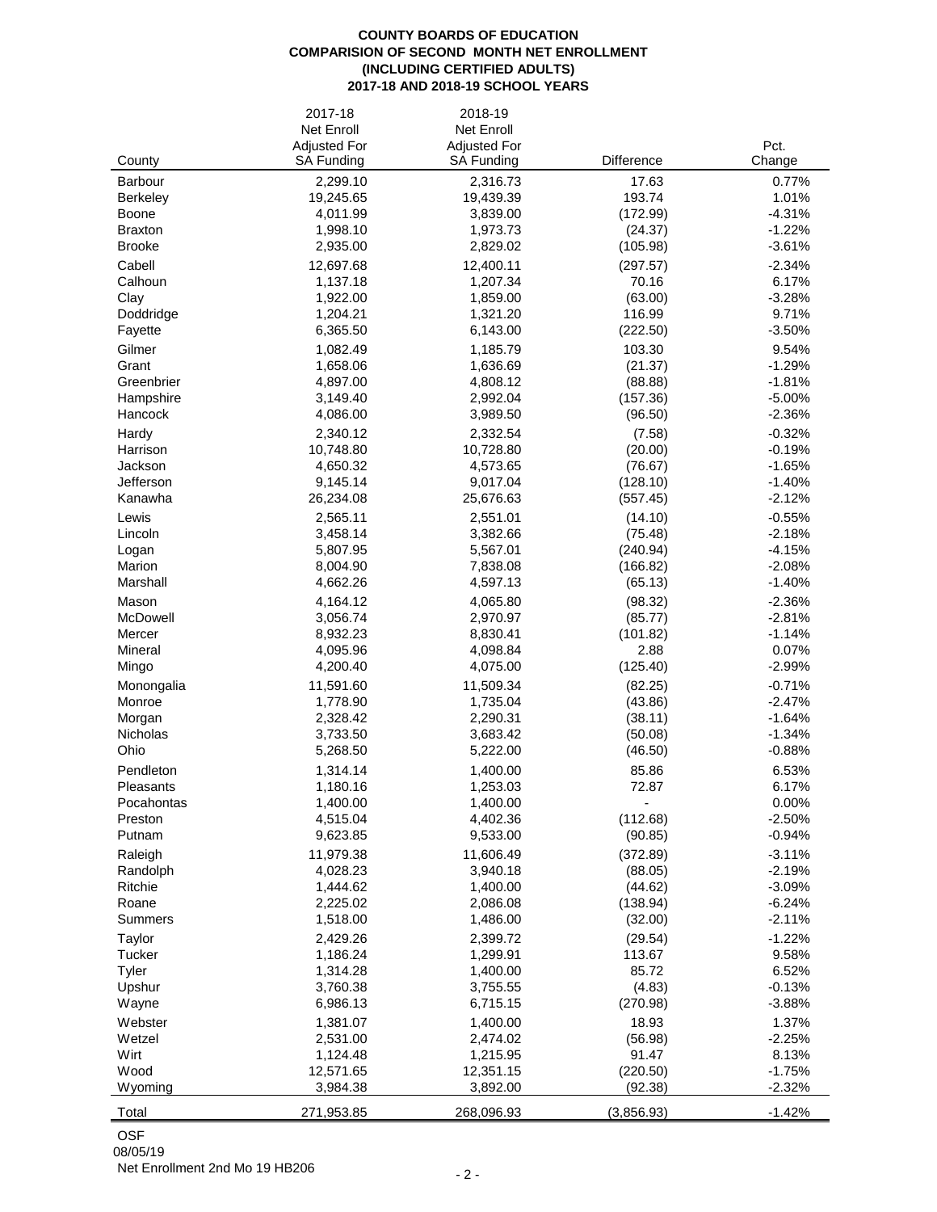**COUNTY BOARDS OF EDUCATION**
**COMPARISION OF SECOND MONTH NET ENROLLMENT**
**(INCLUDING CERTIFIED ADULTS)**
**2017-18 AND 2018-19 SCHOOL YEARS**

| County | 2017-18 Net Enroll Adjusted For SA Funding | 2018-19 Net Enroll Adjusted For SA Funding | Difference | Pct. Change |
|---|---|---|---|---|
| Barbour | 2,299.10 | 2,316.73 | 17.63 | 0.77% |
| Berkeley | 19,245.65 | 19,439.39 | 193.74 | 1.01% |
| Boone | 4,011.99 | 3,839.00 | (172.99) | -4.31% |
| Braxton | 1,998.10 | 1,973.73 | (24.37) | -1.22% |
| Brooke | 2,935.00 | 2,829.02 | (105.98) | -3.61% |
| Cabell | 12,697.68 | 12,400.11 | (297.57) | -2.34% |
| Calhoun | 1,137.18 | 1,207.34 | 70.16 | 6.17% |
| Clay | 1,922.00 | 1,859.00 | (63.00) | -3.28% |
| Doddridge | 1,204.21 | 1,321.20 | 116.99 | 9.71% |
| Fayette | 6,365.50 | 6,143.00 | (222.50) | -3.50% |
| Gilmer | 1,082.49 | 1,185.79 | 103.30 | 9.54% |
| Grant | 1,658.06 | 1,636.69 | (21.37) | -1.29% |
| Greenbrier | 4,897.00 | 4,808.12 | (88.88) | -1.81% |
| Hampshire | 3,149.40 | 2,992.04 | (157.36) | -5.00% |
| Hancock | 4,086.00 | 3,989.50 | (96.50) | -2.36% |
| Hardy | 2,340.12 | 2,332.54 | (7.58) | -0.32% |
| Harrison | 10,748.80 | 10,728.80 | (20.00) | -0.19% |
| Jackson | 4,650.32 | 4,573.65 | (76.67) | -1.65% |
| Jefferson | 9,145.14 | 9,017.04 | (128.10) | -1.40% |
| Kanawha | 26,234.08 | 25,676.63 | (557.45) | -2.12% |
| Lewis | 2,565.11 | 2,551.01 | (14.10) | -0.55% |
| Lincoln | 3,458.14 | 3,382.66 | (75.48) | -2.18% |
| Logan | 5,807.95 | 5,567.01 | (240.94) | -4.15% |
| Marion | 8,004.90 | 7,838.08 | (166.82) | -2.08% |
| Marshall | 4,662.26 | 4,597.13 | (65.13) | -1.40% |
| Mason | 4,164.12 | 4,065.80 | (98.32) | -2.36% |
| McDowell | 3,056.74 | 2,970.97 | (85.77) | -2.81% |
| Mercer | 8,932.23 | 8,830.41 | (101.82) | -1.14% |
| Mineral | 4,095.96 | 4,098.84 | 2.88 | 0.07% |
| Mingo | 4,200.40 | 4,075.00 | (125.40) | -2.99% |
| Monongalia | 11,591.60 | 11,509.34 | (82.25) | -0.71% |
| Monroe | 1,778.90 | 1,735.04 | (43.86) | -2.47% |
| Morgan | 2,328.42 | 2,290.31 | (38.11) | -1.64% |
| Nicholas | 3,733.50 | 3,683.42 | (50.08) | -1.34% |
| Ohio | 5,268.50 | 5,222.00 | (46.50) | -0.88% |
| Pendleton | 1,314.14 | 1,400.00 | 85.86 | 6.53% |
| Pleasants | 1,180.16 | 1,253.03 | 72.87 | 6.17% |
| Pocahontas | 1,400.00 | 1,400.00 | - | 0.00% |
| Preston | 4,515.04 | 4,402.36 | (112.68) | -2.50% |
| Putnam | 9,623.85 | 9,533.00 | (90.85) | -0.94% |
| Raleigh | 11,979.38 | 11,606.49 | (372.89) | -3.11% |
| Randolph | 4,028.23 | 3,940.18 | (88.05) | -2.19% |
| Ritchie | 1,444.62 | 1,400.00 | (44.62) | -3.09% |
| Roane | 2,225.02 | 2,086.08 | (138.94) | -6.24% |
| Summers | 1,518.00 | 1,486.00 | (32.00) | -2.11% |
| Taylor | 2,429.26 | 2,399.72 | (29.54) | -1.22% |
| Tucker | 1,186.24 | 1,299.91 | 113.67 | 9.58% |
| Tyler | 1,314.28 | 1,400.00 | 85.72 | 6.52% |
| Upshur | 3,760.38 | 3,755.55 | (4.83) | -0.13% |
| Wayne | 6,986.13 | 6,715.15 | (270.98) | -3.88% |
| Webster | 1,381.07 | 1,400.00 | 18.93 | 1.37% |
| Wetzel | 2,531.00 | 2,474.02 | (56.98) | -2.25% |
| Wirt | 1,124.48 | 1,215.95 | 91.47 | 8.13% |
| Wood | 12,571.65 | 12,351.15 | (220.50) | -1.75% |
| Wyoming | 3,984.38 | 3,892.00 | (92.38) | -2.32% |
| Total | 271,953.85 | 268,096.93 | (3,856.93) | -1.42% |

OSF
08/05/19
Net Enrollment 2nd Mo 19 HB206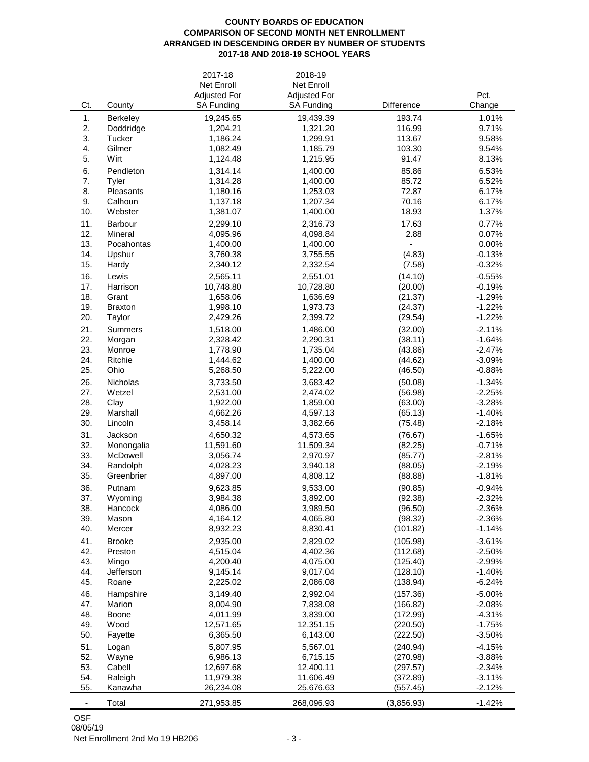**COUNTY BOARDS OF EDUCATION**
**COMPARISON OF SECOND MONTH NET ENROLLMENT**
**ARRANGED IN DESCENDING ORDER BY NUMBER OF STUDENTS**
**2017-18 AND 2018-19 SCHOOL YEARS**

| Ct. | County | 2017-18 Net Enroll Adjusted For SA Funding | 2018-19 Net Enroll Adjusted For SA Funding | Difference | Pct. Change |
|---|---|---|---|---|---|
| 1. | Berkeley | 19,245.65 | 19,439.39 | 193.74 | 1.01% |
| 2. | Doddridge | 1,204.21 | 1,321.20 | 116.99 | 9.71% |
| 3. | Tucker | 1,186.24 | 1,299.91 | 113.67 | 9.58% |
| 4. | Gilmer | 1,082.49 | 1,185.79 | 103.30 | 9.54% |
| 5. | Wirt | 1,124.48 | 1,215.95 | 91.47 | 8.13% |
| 6. | Pendleton | 1,314.14 | 1,400.00 | 85.86 | 6.53% |
| 7. | Tyler | 1,314.28 | 1,400.00 | 85.72 | 6.52% |
| 8. | Pleasants | 1,180.16 | 1,253.03 | 72.87 | 6.17% |
| 9. | Calhoun | 1,137.18 | 1,207.34 | 70.16 | 6.17% |
| 10. | Webster | 1,381.07 | 1,400.00 | 18.93 | 1.37% |
| 11. | Barbour | 2,299.10 | 2,316.73 | 17.63 | 0.77% |
| 12. | Mineral | 4,095.96 | 4,098.84 | 2.88 | 0.07% |
| 13. | Pocahontas | 1,400.00 | 1,400.00 | - | 0.00% |
| 14. | Upshur | 3,760.38 | 3,755.55 | (4.83) | -0.13% |
| 15. | Hardy | 2,340.12 | 2,332.54 | (7.58) | -0.32% |
| 16. | Lewis | 2,565.11 | 2,551.01 | (14.10) | -0.55% |
| 17. | Harrison | 10,748.80 | 10,728.80 | (20.00) | -0.19% |
| 18. | Grant | 1,658.06 | 1,636.69 | (21.37) | -1.29% |
| 19. | Braxton | 1,998.10 | 1,973.73 | (24.37) | -1.22% |
| 20. | Taylor | 2,429.26 | 2,399.72 | (29.54) | -1.22% |
| 21. | Summers | 1,518.00 | 1,486.00 | (32.00) | -2.11% |
| 22. | Morgan | 2,328.42 | 2,290.31 | (38.11) | -1.64% |
| 23. | Monroe | 1,778.90 | 1,735.04 | (43.86) | -2.47% |
| 24. | Ritchie | 1,444.62 | 1,400.00 | (44.62) | -3.09% |
| 25. | Ohio | 5,268.50 | 5,222.00 | (46.50) | -0.88% |
| 26. | Nicholas | 3,733.50 | 3,683.42 | (50.08) | -1.34% |
| 27. | Wetzel | 2,531.00 | 2,474.02 | (56.98) | -2.25% |
| 28. | Clay | 1,922.00 | 1,859.00 | (63.00) | -3.28% |
| 29. | Marshall | 4,662.26 | 4,597.13 | (65.13) | -1.40% |
| 30. | Lincoln | 3,458.14 | 3,382.66 | (75.48) | -2.18% |
| 31. | Jackson | 4,650.32 | 4,573.65 | (76.67) | -1.65% |
| 32. | Monongalia | 11,591.60 | 11,509.34 | (82.25) | -0.71% |
| 33. | McDowell | 3,056.74 | 2,970.97 | (85.77) | -2.81% |
| 34. | Randolph | 4,028.23 | 3,940.18 | (88.05) | -2.19% |
| 35. | Greenbrier | 4,897.00 | 4,808.12 | (88.88) | -1.81% |
| 36. | Putnam | 9,623.85 | 9,533.00 | (90.85) | -0.94% |
| 37. | Wyoming | 3,984.38 | 3,892.00 | (92.38) | -2.32% |
| 38. | Hancock | 4,086.00 | 3,989.50 | (96.50) | -2.36% |
| 39. | Mason | 4,164.12 | 4,065.80 | (98.32) | -2.36% |
| 40. | Mercer | 8,932.23 | 8,830.41 | (101.82) | -1.14% |
| 41. | Brooke | 2,935.00 | 2,829.02 | (105.98) | -3.61% |
| 42. | Preston | 4,515.04 | 4,402.36 | (112.68) | -2.50% |
| 43. | Mingo | 4,200.40 | 4,075.00 | (125.40) | -2.99% |
| 44. | Jefferson | 9,145.14 | 9,017.04 | (128.10) | -1.40% |
| 45. | Roane | 2,225.02 | 2,086.08 | (138.94) | -6.24% |
| 46. | Hampshire | 3,149.40 | 2,992.04 | (157.36) | -5.00% |
| 47. | Marion | 8,004.90 | 7,838.08 | (166.82) | -2.08% |
| 48. | Boone | 4,011.99 | 3,839.00 | (172.99) | -4.31% |
| 49. | Wood | 12,571.65 | 12,351.15 | (220.50) | -1.75% |
| 50. | Fayette | 6,365.50 | 6,143.00 | (222.50) | -3.50% |
| 51. | Logan | 5,807.95 | 5,567.01 | (240.94) | -4.15% |
| 52. | Wayne | 6,986.13 | 6,715.15 | (270.98) | -3.88% |
| 53. | Cabell | 12,697.68 | 12,400.11 | (297.57) | -2.34% |
| 54. | Raleigh | 11,979.38 | 11,606.49 | (372.89) | -3.11% |
| 55. | Kanawha | 26,234.08 | 25,676.63 | (557.45) | -2.12% |
| - | Total | 271,953.85 | 268,096.93 | (3,856.93) | -1.42% |

OSF
08/05/19
Net Enrollment 2nd Mo 19 HB206